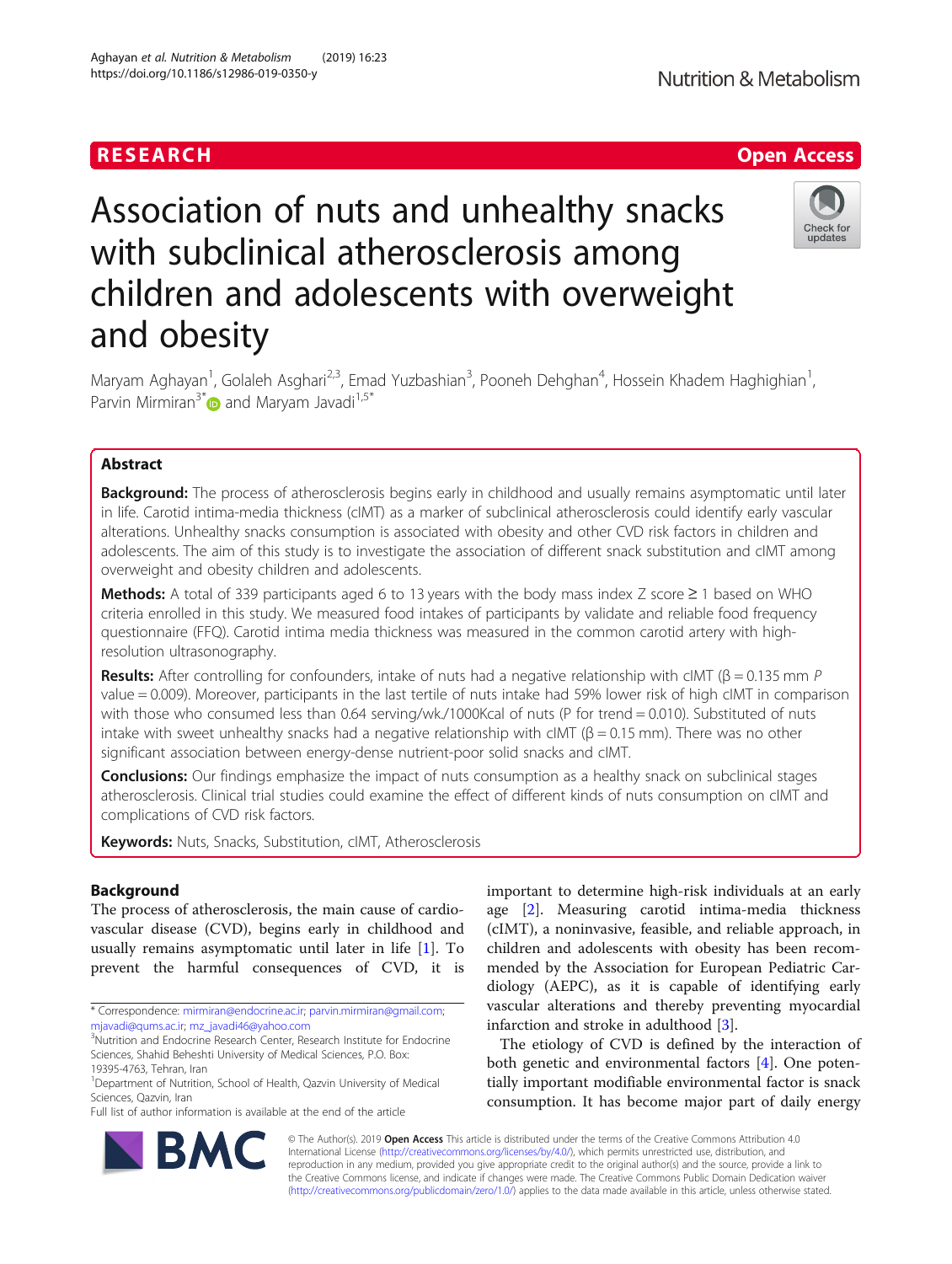# Association of nuts and unhealthy snacks with subclinical atherosclerosis among children and adolescents with overweight and obesity

Maryam Aghayan[1], Golaleh Asghari[2,3], Emad Yuzbashian[3], Pooneh Dehghan[4], Hossein Khadem Haghighian[1], Parvin Mirmiran[3*] and Maryam Javadi[1,5*]

## Abstract

**Background:** The process of atherosclerosis begins early in childhood and usually remains asymptomatic until later in life. Carotid intima-media thickness (cIMT) as a marker of subclinical atherosclerosis could identify early vascular alterations. Unhealthy snacks consumption is associated with obesity and other CVD risk factors in children and adolescents. The aim of this study is to investigate the association of different snack substitution and cIMT among overweight and obesity children and adolescents.

**Methods:** A total of 339 participants aged 6 to 13 years with the body mass index Z score ≥ 1 based on WHO criteria enrolled in this study. We measured food intakes of participants by validate and reliable food frequency questionnaire (FFQ). Carotid intima media thickness was measured in the common carotid artery with high-resolution ultrasonography.

**Results:** After controlling for confounders, intake of nuts had a negative relationship with cIMT (β = 0.135 mm *P* value = 0.009). Moreover, participants in the last tertile of nuts intake had 59% lower risk of high cIMT in comparison with those who consumed less than 0.64 serving/wk./1000Kcal of nuts (P for trend = 0.010). Substituted of nuts intake with sweet unhealthy snacks had a negative relationship with cIMT (β = 0.15 mm). There was no other significant association between energy-dense nutrient-poor solid snacks and cIMT.

**Conclusions:** Our findings emphasize the impact of nuts consumption as a healthy snack on subclinical stages atherosclerosis. Clinical trial studies could examine the effect of different kinds of nuts consumption on cIMT and complications of CVD risk factors.

**Keywords:** Nuts, Snacks, Substitution, cIMT, Atherosclerosis

## Background

The process of atherosclerosis, the main cause of cardiovascular disease (CVD), begins early in childhood and usually remains asymptomatic until later in life [1]. To prevent the harmful consequences of CVD, it is important to determine high-risk individuals at an early age [2]. Measuring carotid intima-media thickness (cIMT), a noninvasive, feasible, and reliable approach, in children and adolescents with obesity has been recommended by the Association for European Pediatric Cardiology (AEPC), as it is capable of identifying early vascular alterations and thereby preventing myocardial infarction and stroke in adulthood [3].

The etiology of CVD is defined by the interaction of both genetic and environmental factors [4]. One potentially important modifiable environmental factor is snack consumption. It has become major part of daily energy

\* Correspondence: mirmiran@endocrine.ac.ir; parvin.mirmiran@gmail.com; mjavadi@qums.ac.ir; mz_javadi46@yahoo.com
[3]Nutrition and Endocrine Research Center, Research Institute for Endocrine Sciences, Shahid Beheshti University of Medical Sciences, P.O. Box: 19395-4763, Tehran, Iran
[1]Department of Nutrition, School of Health, Qazvin University of Medical Sciences, Qazvin, Iran
Full list of author information is available at the end of the article

© The Author(s). 2019 **Open Access** This article is distributed under the terms of the Creative Commons Attribution 4.0 International License (http://creativecommons.org/licenses/by/4.0/), which permits unrestricted use, distribution, and reproduction in any medium, provided you give appropriate credit to the original author(s) and the source, provide a link to the Creative Commons license, and indicate if changes were made. The Creative Commons Public Domain Dedication waiver (http://creativecommons.org/publicdomain/zero/1.0/) applies to the data made available in this article, unless otherwise stated.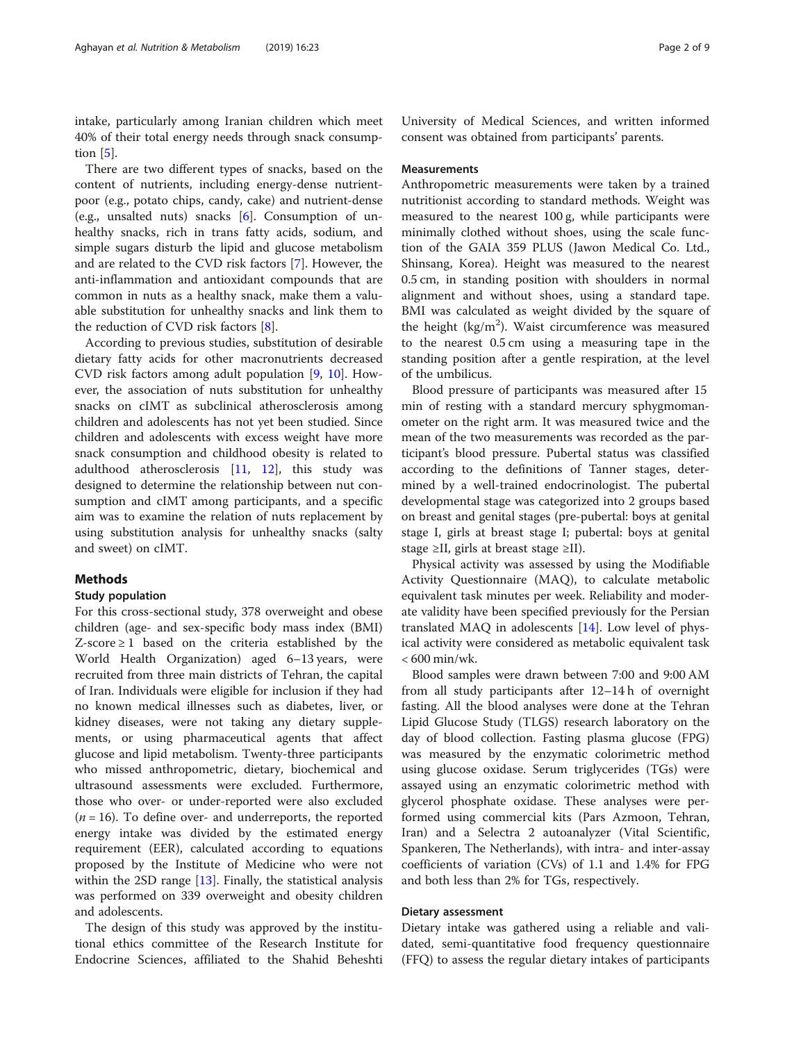intake, particularly among Iranian children which meet 40% of their total energy needs through snack consumption [5].

There are two different types of snacks, based on the content of nutrients, including energy-dense nutrient-poor (e.g., potato chips, candy, cake) and nutrient-dense (e.g., unsalted nuts) snacks [6]. Consumption of unhealthy snacks, rich in trans fatty acids, sodium, and simple sugars disturb the lipid and glucose metabolism and are related to the CVD risk factors [7]. However, the anti-inflammation and antioxidant compounds that are common in nuts as a healthy snack, make them a valuable substitution for unhealthy snacks and link them to the reduction of CVD risk factors [8].

According to previous studies, substitution of desirable dietary fatty acids for other macronutrients decreased CVD risk factors among adult population [9, 10]. However, the association of nuts substitution for unhealthy snacks on cIMT as subclinical atherosclerosis among children and adolescents has not yet been studied. Since children and adolescents with excess weight have more snack consumption and childhood obesity is related to adulthood atherosclerosis [11, 12], this study was designed to determine the relationship between nut consumption and cIMT among participants, and a specific aim was to examine the relation of nuts replacement by using substitution analysis for unhealthy snacks (salty and sweet) on cIMT.

## Methods

### Study population

For this cross-sectional study, 378 overweight and obese children (age- and sex-specific body mass index (BMI) Z-score ≥ 1 based on the criteria established by the World Health Organization) aged 6–13 years, were recruited from three main districts of Tehran, the capital of Iran. Individuals were eligible for inclusion if they had no known medical illnesses such as diabetes, liver, or kidney diseases, were not taking any dietary supplements, or using pharmaceutical agents that affect glucose and lipid metabolism. Twenty-three participants who missed anthropometric, dietary, biochemical and ultrasound assessments were excluded. Furthermore, those who over- or under-reported were also excluded ($n = 16$). To define over- and underreports, the reported energy intake was divided by the estimated energy requirement (EER), calculated according to equations proposed by the Institute of Medicine who were not within the 2SD range [13]. Finally, the statistical analysis was performed on 339 overweight and obesity children and adolescents.

The design of this study was approved by the institutional ethics committee of the Research Institute for Endocrine Sciences, affiliated to the Shahid Beheshti University of Medical Sciences, and written informed consent was obtained from participants' parents.

### Measurements

Anthropometric measurements were taken by a trained nutritionist according to standard methods. Weight was measured to the nearest 100 g, while participants were minimally clothed without shoes, using the scale function of the GAIA 359 PLUS (Jawon Medical Co. Ltd., Shinsang, Korea). Height was measured to the nearest 0.5 cm, in standing position with shoulders in normal alignment and without shoes, using a standard tape. BMI was calculated as weight divided by the square of the height ($kg/m^2$). Waist circumference was measured to the nearest 0.5 cm using a measuring tape in the standing position after a gentle respiration, at the level of the umbilicus.

Blood pressure of participants was measured after 15 min of resting with a standard mercury sphygmomanometer on the right arm. It was measured twice and the mean of the two measurements was recorded as the participant's blood pressure. Pubertal status was classified according to the definitions of Tanner stages, determined by a well-trained endocrinologist. The pubertal developmental stage was categorized into 2 groups based on breast and genital stages (pre-pubertal: boys at genital stage I, girls at breast stage I; pubertal: boys at genital stage ≥II, girls at breast stage ≥II).

Physical activity was assessed by using the Modifiable Activity Questionnaire (MAQ), to calculate metabolic equivalent task minutes per week. Reliability and moderate validity have been specified previously for the Persian translated MAQ in adolescents [14]. Low level of physical activity were considered as metabolic equivalent task < 600 min/wk.

Blood samples were drawn between 7:00 and 9:00 AM from all study participants after 12–14 h of overnight fasting. All the blood analyses were done at the Tehran Lipid Glucose Study (TLGS) research laboratory on the day of blood collection. Fasting plasma glucose (FPG) was measured by the enzymatic colorimetric method using glucose oxidase. Serum triglycerides (TGs) were assayed using an enzymatic colorimetric method with glycerol phosphate oxidase. These analyses were performed using commercial kits (Pars Azmoon, Tehran, Iran) and a Selectra 2 autoanalyzer (Vital Scientific, Spankeren, The Netherlands), with intra- and inter-assay coefficients of variation (CVs) of 1.1 and 1.4% for FPG and both less than 2% for TGs, respectively.

### Dietary assessment

Dietary intake was gathered using a reliable and validated, semi-quantitative food frequency questionnaire (FFQ) to assess the regular dietary intakes of participants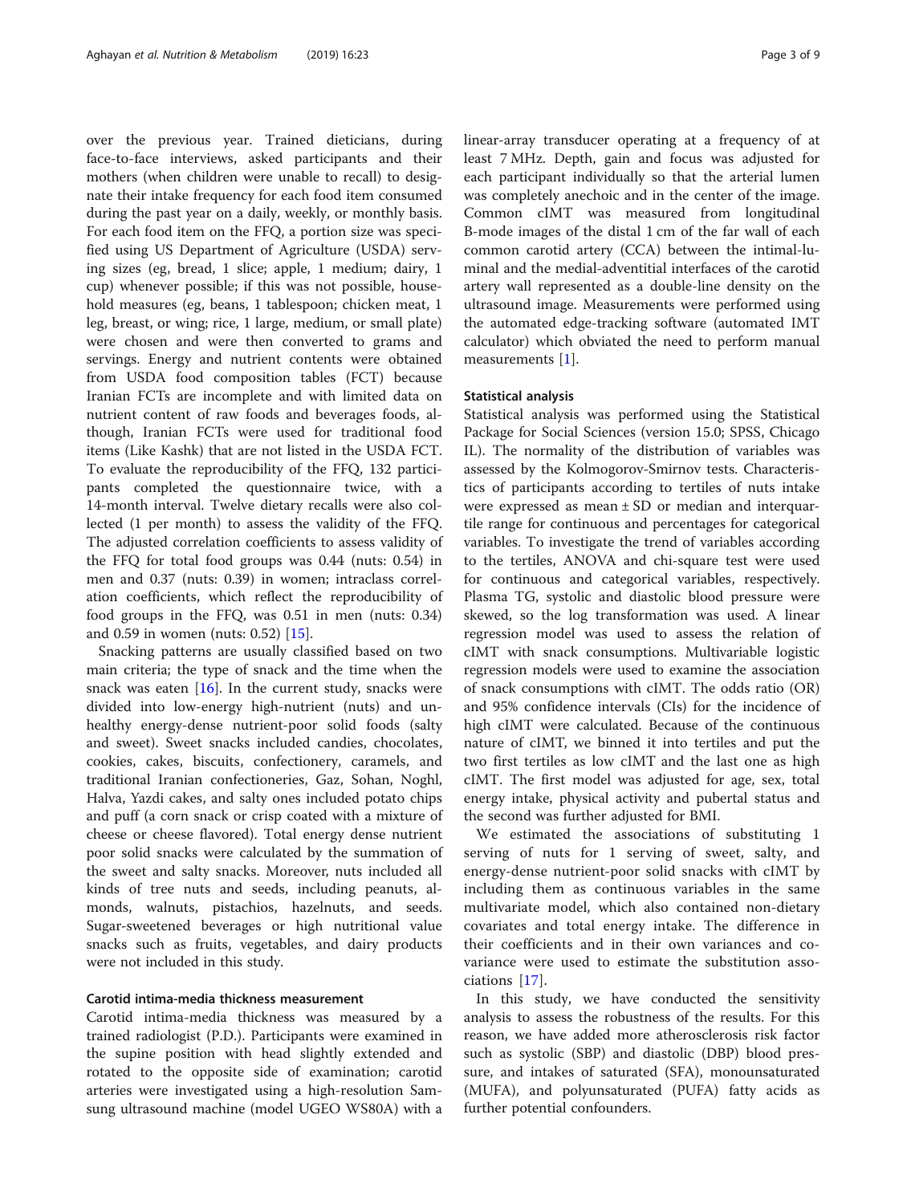over the previous year. Trained dieticians, during face-to-face interviews, asked participants and their mothers (when children were unable to recall) to designate their intake frequency for each food item consumed during the past year on a daily, weekly, or monthly basis. For each food item on the FFQ, a portion size was specified using US Department of Agriculture (USDA) serving sizes (eg, bread, 1 slice; apple, 1 medium; dairy, 1 cup) whenever possible; if this was not possible, household measures (eg, beans, 1 tablespoon; chicken meat, 1 leg, breast, or wing; rice, 1 large, medium, or small plate) were chosen and were then converted to grams and servings. Energy and nutrient contents were obtained from USDA food composition tables (FCT) because Iranian FCTs are incomplete and with limited data on nutrient content of raw foods and beverages foods, although, Iranian FCTs were used for traditional food items (Like Kashk) that are not listed in the USDA FCT. To evaluate the reproducibility of the FFQ, 132 participants completed the questionnaire twice, with a 14-month interval. Twelve dietary recalls were also collected (1 per month) to assess the validity of the FFQ. The adjusted correlation coefficients to assess validity of the FFQ for total food groups was 0.44 (nuts: 0.54) in men and 0.37 (nuts: 0.39) in women; intraclass correlation coefficients, which reflect the reproducibility of food groups in the FFQ, was 0.51 in men (nuts: 0.34) and 0.59 in women (nuts: 0.52) [15].

Snacking patterns are usually classified based on two main criteria; the type of snack and the time when the snack was eaten [16]. In the current study, snacks were divided into low-energy high-nutrient (nuts) and unhealthy energy-dense nutrient-poor solid foods (salty and sweet). Sweet snacks included candies, chocolates, cookies, cakes, biscuits, confectionery, caramels, and traditional Iranian confectioneries, Gaz, Sohan, Noghl, Halva, Yazdi cakes, and salty ones included potato chips and puff (a corn snack or crisp coated with a mixture of cheese or cheese flavored). Total energy dense nutrient poor solid snacks were calculated by the summation of the sweet and salty snacks. Moreover, nuts included all kinds of tree nuts and seeds, including peanuts, almonds, walnuts, pistachios, hazelnuts, and seeds. Sugar-sweetened beverages or high nutritional value snacks such as fruits, vegetables, and dairy products were not included in this study.

### Carotid intima-media thickness measurement

Carotid intima-media thickness was measured by a trained radiologist (P.D.). Participants were examined in the supine position with head slightly extended and rotated to the opposite side of examination; carotid arteries were investigated using a high-resolution Samsung ultrasound machine (model UGEO WS80A) with a linear-array transducer operating at a frequency of at least 7 MHz. Depth, gain and focus was adjusted for each participant individually so that the arterial lumen was completely anechoic and in the center of the image. Common cIMT was measured from longitudinal B-mode images of the distal 1 cm of the far wall of each common carotid artery (CCA) between the intimal-luminal and the medial-adventitial interfaces of the carotid artery wall represented as a double-line density on the ultrasound image. Measurements were performed using the automated edge-tracking software (automated IMT calculator) which obviated the need to perform manual measurements [1].

### Statistical analysis

Statistical analysis was performed using the Statistical Package for Social Sciences (version 15.0; SPSS, Chicago IL). The normality of the distribution of variables was assessed by the Kolmogorov-Smirnov tests. Characteristics of participants according to tertiles of nuts intake were expressed as mean ± SD or median and interquartile range for continuous and percentages for categorical variables. To investigate the trend of variables according to the tertiles, ANOVA and chi-square test were used for continuous and categorical variables, respectively. Plasma TG, systolic and diastolic blood pressure were skewed, so the log transformation was used. A linear regression model was used to assess the relation of cIMT with snack consumptions. Multivariable logistic regression models were used to examine the association of snack consumptions with cIMT. The odds ratio (OR) and 95% confidence intervals (CIs) for the incidence of high cIMT were calculated. Because of the continuous nature of cIMT, we binned it into tertiles and put the two first tertiles as low cIMT and the last one as high cIMT. The first model was adjusted for age, sex, total energy intake, physical activity and pubertal status and the second was further adjusted for BMI.

We estimated the associations of substituting 1 serving of nuts for 1 serving of sweet, salty, and energy-dense nutrient-poor solid snacks with cIMT by including them as continuous variables in the same multivariate model, which also contained non-dietary covariates and total energy intake. The difference in their coefficients and in their own variances and covariance were used to estimate the substitution associations [17].

In this study, we have conducted the sensitivity analysis to assess the robustness of the results. For this reason, we have added more atherosclerosis risk factor such as systolic (SBP) and diastolic (DBP) blood pressure, and intakes of saturated (SFA), monounsaturated (MUFA), and polyunsaturated (PUFA) fatty acids as further potential confounders.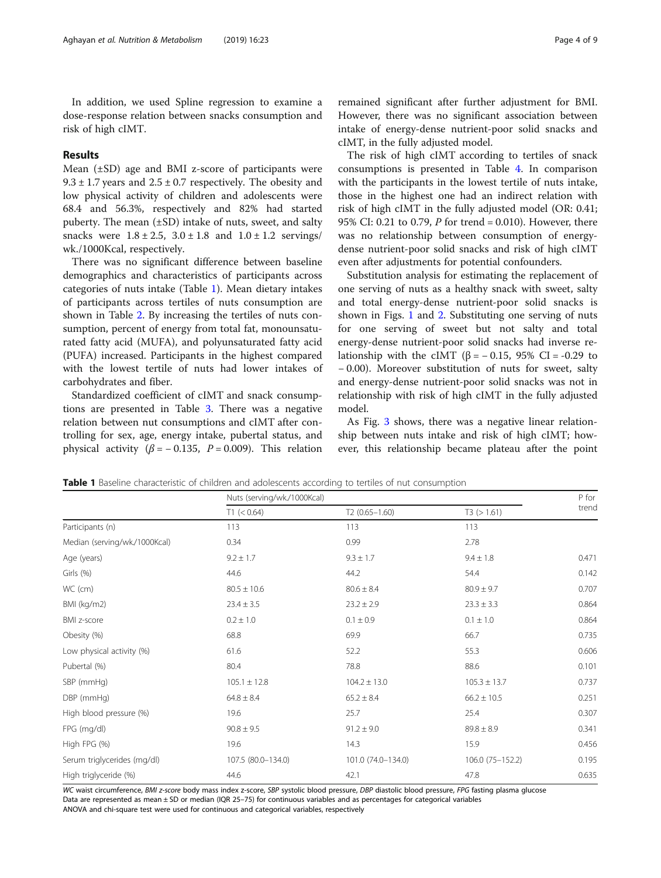In addition, we used Spline regression to examine a dose-response relation between snacks consumption and risk of high cIMT.

## Results

Mean (±SD) age and BMI z-score of participants were 9.3 ± 1.7 years and 2.5 ± 0.7 respectively. The obesity and low physical activity of children and adolescents were 68.4 and 56.3%, respectively and 82% had started puberty. The mean (±SD) intake of nuts, sweet, and salty snacks were 1.8 ± 2.5, 3.0 ± 1.8 and 1.0 ± 1.2 servings/wk./1000Kcal, respectively.

There was no significant difference between baseline demographics and characteristics of participants across categories of nuts intake (Table 1). Mean dietary intakes of participants across tertiles of nuts consumption are shown in Table 2. By increasing the tertiles of nuts consumption, percent of energy from total fat, monounsaturated fatty acid (MUFA), and polyunsaturated fatty acid (PUFA) increased. Participants in the highest compared with the lowest tertile of nuts had lower intakes of carbohydrates and fiber.

Standardized coefficient of cIMT and snack consumptions are presented in Table 3. There was a negative relation between nut consumptions and cIMT after controlling for sex, age, energy intake, pubertal status, and physical activity ($\beta = -0.135$, $P = 0.009$). This relation remained significant after further adjustment for BMI. However, there was no significant association between intake of energy-dense nutrient-poor solid snacks and cIMT, in the fully adjusted model.

The risk of high cIMT according to tertiles of snack consumptions is presented in Table 4. In comparison with the participants in the lowest tertile of nuts intake, those in the highest one had an indirect relation with risk of high cIMT in the fully adjusted model (OR: 0.41; 95% CI: 0.21 to 0.79, $P$ for trend = 0.010). However, there was no relationship between consumption of energy-dense nutrient-poor solid snacks and risk of high cIMT even after adjustments for potential confounders.

Substitution analysis for estimating the replacement of one serving of nuts as a healthy snack with sweet, salty and total energy-dense nutrient-poor solid snacks is shown in Figs. 1 and 2. Substituting one serving of nuts for one serving of sweet but not salty and total energy-dense nutrient-poor solid snacks had inverse relationship with the cIMT ($\beta = -0.15$, 95% CI = -0.29 to −0.00). Moreover substitution of nuts for sweet, salty and energy-dense nutrient-poor solid snacks was not in relationship with risk of high cIMT in the fully adjusted model.

As Fig. 3 shows, there was a negative linear relationship between nuts intake and risk of high cIMT; however, this relationship became plateau after the point

**Table 1** Baseline characteristic of children and adolescents according to tertiles of nut consumption

| | Nuts (serving/wk./1000Kcal) | | | P for trend |
|---|---|---|---|---|
| | T1 (< 0.64) | T2 (0.65–1.60) | T3 (> 1.61) | |
| Participants (n) | 113 | 113 | 113 | |
| Median (serving/wk./1000Kcal) | 0.34 | 0.99 | 2.78 | |
| Age (years) | 9.2 ± 1.7 | 9.3 ± 1.7 | 9.4 ± 1.8 | 0.471 |
| Girls (%) | 44.6 | 44.2 | 54.4 | 0.142 |
| WC (cm) | 80.5 ± 10.6 | 80.6 ± 8.4 | 80.9 ± 9.7 | 0.707 |
| BMI (kg/m2) | 23.4 ± 3.5 | 23.2 ± 2.9 | 23.3 ± 3.3 | 0.864 |
| BMI z-score | 0.2 ± 1.0 | 0.1 ± 0.9 | 0.1 ± 1.0 | 0.864 |
| Obesity (%) | 68.8 | 69.9 | 66.7 | 0.735 |
| Low physical activity (%) | 61.6 | 52.2 | 55.3 | 0.606 |
| Pubertal (%) | 80.4 | 78.8 | 88.6 | 0.101 |
| SBP (mmHg) | 105.1 ± 12.8 | 104.2 ± 13.0 | 105.3 ± 13.7 | 0.737 |
| DBP (mmHg) | 64.8 ± 8.4 | 65.2 ± 8.4 | 66.2 ± 10.5 | 0.251 |
| High blood pressure (%) | 19.6 | 25.7 | 25.4 | 0.307 |
| FPG (mg/dl) | 90.8 ± 9.5 | 91.2 ± 9.0 | 89.8 ± 8.9 | 0.341 |
| High FPG (%) | 19.6 | 14.3 | 15.9 | 0.456 |
| Serum triglycerides (mg/dl) | 107.5 (80.0–134.0) | 101.0 (74.0–134.0) | 106.0 (75–152.2) | 0.195 |
| High triglyceride (%) | 44.6 | 42.1 | 47.8 | 0.635 |

*WC* waist circumference, *BMI z-score* body mass index z-score, *SBP* systolic blood pressure, *DBP* diastolic blood pressure, *FPG* fasting plasma glucose
Data are represented as mean ± SD or median (IQR 25–75) for continuous variables and as percentages for categorical variables
ANOVA and chi-square test were used for continuous and categorical variables, respectively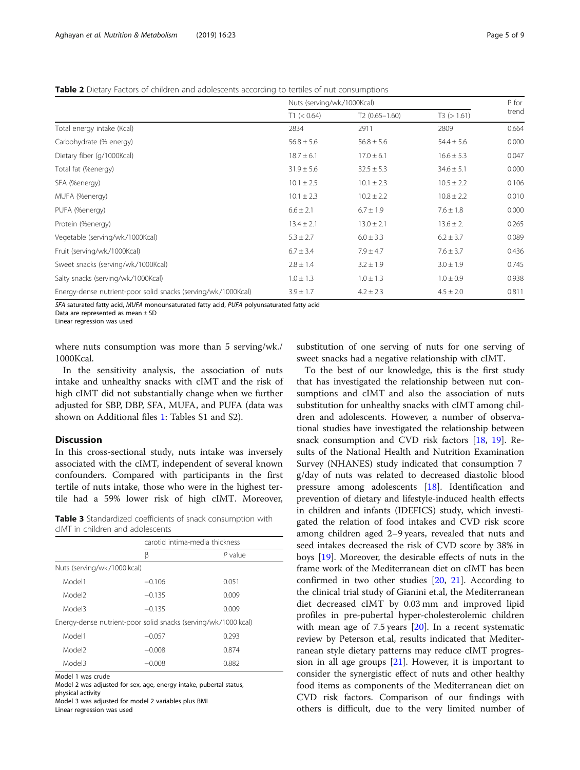**Table 2** Dietary Factors of children and adolescents according to tertiles of nut consumptions

| | Nuts (serving/wk./1000Kcal) | | | P for trend |
|---|---|---|---|---|
| | T1 (< 0.64) | T2 (0.65–1.60) | T3 (> 1.61) | |
| Total energy intake (Kcal) | 2834 | 2911 | 2809 | 0.664 |
| Carbohydrate (% energy) | 56.8 ± 5.6 | 56.8 ± 5.6 | 54.4 ± 5.6 | 0.000 |
| Dietary fiber (g/1000Kcal) | 18.7 ± 6.1 | 17.0 ± 6.1 | 16.6 ± 5.3 | 0.047 |
| Total fat (%energy) | 31.9 ± 5.6 | 32.5 ± 5.3 | 34.6 ± 5.1 | 0.000 |
| SFA (%energy) | 10.1 ± 2.5 | 10.1 ± 2.3 | 10.5 ± 2.2 | 0.106 |
| MUFA (%energy) | 10.1 ± 2.3 | 10.2 ± 2.2 | 10.8 ± 2.2 | 0.010 |
| PUFA (%energy) | 6.6 ± 2.1 | 6.7 ± 1.9 | 7.6 ± 1.8 | 0.000 |
| Protein (%energy) | 13.4 ± 2.1 | 13.0 ± 2.1 | 13.6 ± 2. | 0.265 |
| Vegetable (serving/wk./1000Kcal) | 5.3 ± 2.7 | 6.0 ± 3.3 | 6.2 ± 3.7 | 0.089 |
| Fruit (serving/wk./1000Kcal) | 6.7 ± 3.4 | 7.9 ± 4.7 | 7.6 ± 3.7 | 0.436 |
| Sweet snacks (serving/wk./1000Kcal) | 2.8 ± 1.4 | 3.2 ± 1.9 | 3.0 ± 1.9 | 0.745 |
| Salty snacks (serving/wk./1000Kcal) | 1.0 ± 1.3 | 1.0 ± 1.3 | 1.0 ± 0.9 | 0.938 |
| Energy-dense nutrient-poor solid snacks (serving/wk./1000Kcal) | 3.9 ± 1.7 | 4.2 ± 2.3 | 4.5 ± 2.0 | 0.811 |

*SFA* saturated fatty acid, *MUFA* monounsaturated fatty acid, *PUFA* polyunsaturated fatty acid
Data are represented as mean ± SD
Linear regression was used

where nuts consumption was more than 5 serving/wk./1000Kcal.

In the sensitivity analysis, the association of nuts intake and unhealthy snacks with cIMT and the risk of high cIMT did not substantially change when we further adjusted for SBP, DBP, SFA, MUFA, and PUFA (data was shown on Additional files 1: Tables S1 and S2).

## Discussion

In this cross-sectional study, nuts intake was inversely associated with the cIMT, independent of several known confounders. Compared with participants in the first tertile of nuts intake, those who were in the highest tertile had a 59% lower risk of high cIMT. Moreover, substitution of one serving of nuts for one serving of sweet snacks had a negative relationship with cIMT.

**Table 3** Standardized coefficients of snack consumption with cIMT in children and adolescents

| | carotid intima-media thickness | |
|---|---|---|
| | β | *P* value |
| Nuts (serving/wk./1000 kcal) | | |
| Model1 | −0.106 | 0.051 |
| Model2 | −0.135 | 0.009 |
| Model3 | −0.135 | 0.009 |
| Energy-dense nutrient-poor solid snacks (serving/wk./1000 kcal) | | |
| Model1 | −0.057 | 0.293 |
| Model2 | −0.008 | 0.874 |
| Model3 | −0.008 | 0.882 |

Model 1 was crude
Model 2 was adjusted for sex, age, energy intake, pubertal status, physical activity
Model 3 was adjusted for model 2 variables plus BMI
Linear regression was used

To the best of our knowledge, this is the first study that has investigated the relationship between nut consumptions and cIMT and also the association of nuts substitution for unhealthy snacks with cIMT among children and adolescents. However, a number of observational studies have investigated the relationship between snack consumption and CVD risk factors [18, 19]. Results of the National Health and Nutrition Examination Survey (NHANES) study indicated that consumption 7 g/day of nuts was related to decreased diastolic blood pressure among adolescents [18]. Identification and prevention of dietary and lifestyle-induced health effects in children and infants (IDEFICS) study, which investigated the relation of food intakes and CVD risk score among children aged 2–9 years, revealed that nuts and seed intakes decreased the risk of CVD score by 38% in boys [19]. Moreover, the desirable effects of nuts in the frame work of the Mediterranean diet on cIMT has been confirmed in two other studies [20, 21]. According to the clinical trial study of Gianini et.al, the Mediterranean diet decreased cIMT by 0.03 mm and improved lipid profiles in pre-pubertal hyper-cholesterolemic children with mean age of 7.5 years [20]. In a recent systematic review by Peterson et.al, results indicated that Mediterranean style dietary patterns may reduce cIMT progression in all age groups [21]. However, it is important to consider the synergistic effect of nuts and other healthy food items as components of the Mediterranean diet on CVD risk factors. Comparison of our findings with others is difficult, due to the very limited number of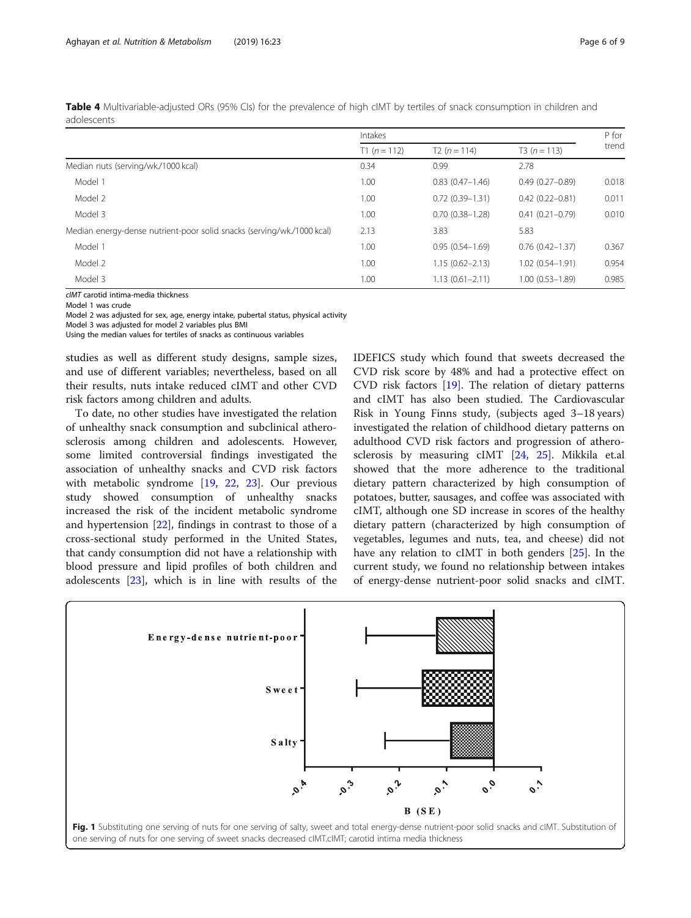**Table 4** Multivariable-adjusted ORs (95% CIs) for the prevalence of high cIMT by tertiles of snack consumption in children and adolescents

| | Intakes | | | P for trend |
|---|---|---|---|---|
| | T1 (n = 112) | T2 (n = 114) | T3 (n = 113) | |
| Median nuts (serving/wk./1000 kcal) | 0.34 | 0.99 | 2.78 | |
| Model 1 | 1.00 | 0.83 (0.47–1.46) | 0.49 (0.27–0.89) | 0.018 |
| Model 2 | 1.00 | 0.72 (0.39–1.31) | 0.42 (0.22–0.81) | 0.011 |
| Model 3 | 1.00 | 0.70 (0.38–1.28) | 0.41 (0.21–0.79) | 0.010 |
| Median energy-dense nutrient-poor solid snacks (serving/wk./1000 kcal) | 2.13 | 3.83 | 5.83 | |
| Model 1 | 1.00 | 0.95 (0.54–1.69) | 0.76 (0.42–1.37) | 0.367 |
| Model 2 | 1.00 | 1.15 (0.62–2.13) | 1.02 (0.54–1.91) | 0.954 |
| Model 3 | 1.00 | 1.13 (0.61–2.11) | 1.00 (0.53–1.89) | 0.985 |

*cIMT* carotid intima-media thickness
Model 1 was crude
Model 2 was adjusted for sex, age, energy intake, pubertal status, physical activity
Model 3 was adjusted for model 2 variables plus BMI
Using the median values for tertiles of snacks as continuous variables

studies as well as different study designs, sample sizes, and use of different variables; nevertheless, based on all their results, nuts intake reduced cIMT and other CVD risk factors among children and adults.

To date, no other studies have investigated the relation of unhealthy snack consumption and subclinical atherosclerosis among children and adolescents. However, some limited controversial findings investigated the association of unhealthy snacks and CVD risk factors with metabolic syndrome [19, 22, 23]. Our previous study showed consumption of unhealthy snacks increased the risk of the incident metabolic syndrome and hypertension [22], findings in contrast to those of a cross-sectional study performed in the United States, that candy consumption did not have a relationship with blood pressure and lipid profiles of both children and adolescents [23], which is in line with results of the IDEFICS study which found that sweets decreased the CVD risk score by 48% and had a protective effect on CVD risk factors [19]. The relation of dietary patterns and cIMT has also been studied. The Cardiovascular Risk in Young Finns study, (subjects aged 3–18 years) investigated the relation of childhood dietary patterns on adulthood CVD risk factors and progression of atherosclerosis by measuring cIMT [24, 25]. Mikkila et.al showed that the more adherence to the traditional dietary pattern characterized by high consumption of potatoes, butter, sausages, and coffee was associated with cIMT, although one SD increase in scores of the healthy dietary pattern (characterized by high consumption of vegetables, legumes and nuts, tea, and cheese) did not have any relation to cIMT in both genders [25]. In the current study, we found no relationship between intakes of energy-dense nutrient-poor solid snacks and cIMT.

**Fig. 1** Substituting one serving of nuts for one serving of salty, sweet and total energy-dense nutrient-poor solid snacks and cIMT. Substitution of one serving of nuts for one serving of sweet snacks decreased cIMT.cIMT; carotid intima media thickness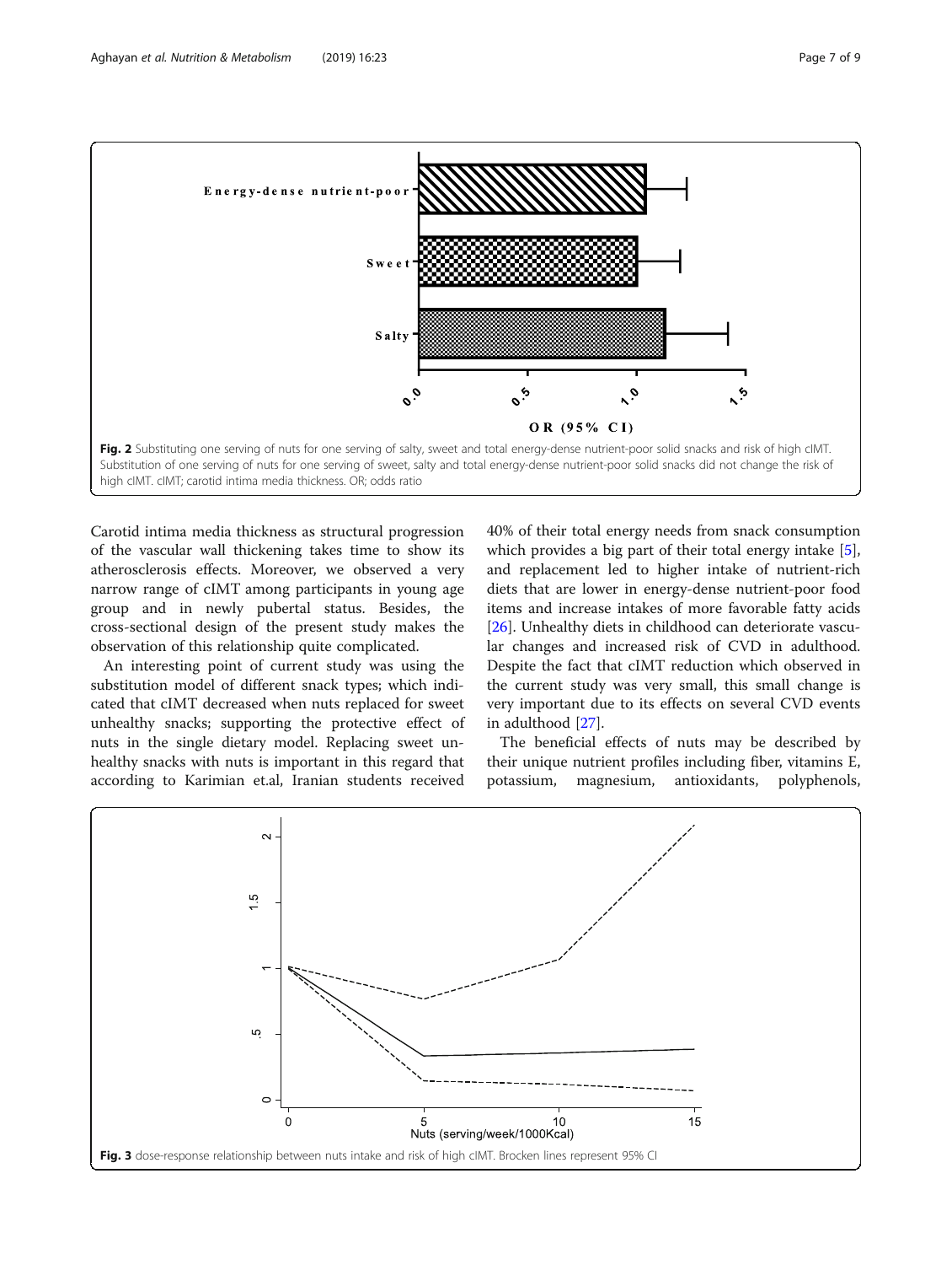Fig. 2 Substituting one serving of nuts for one serving of salty, sweet and total energy-dense nutrient-poor solid snacks and risk of high cIMT. Substitution of one serving of nuts for one serving of sweet, salty and total energy-dense nutrient-poor solid snacks did not change the risk of high cIMT. cIMT; carotid intima media thickness. OR; odds ratio

Carotid intima media thickness as structural progression of the vascular wall thickening takes time to show its atherosclerosis effects. Moreover, we observed a very narrow range of cIMT among participants in young age group and in newly pubertal status. Besides, the cross-sectional design of the present study makes the observation of this relationship quite complicated.

An interesting point of current study was using the substitution model of different snack types; which indicated that cIMT decreased when nuts replaced for sweet unhealthy snacks; supporting the protective effect of nuts in the single dietary model. Replacing sweet unhealthy snacks with nuts is important in this regard that according to Karimian et.al, Iranian students received 40% of their total energy needs from snack consumption which provides a big part of their total energy intake [5], and replacement led to higher intake of nutrient-rich diets that are lower in energy-dense nutrient-poor food items and increase intakes of more favorable fatty acids [26]. Unhealthy diets in childhood can deteriorate vascular changes and increased risk of CVD in adulthood. Despite the fact that cIMT reduction which observed in the current study was very small, this small change is very important due to its effects on several CVD events in adulthood [27].

The beneficial effects of nuts may be described by their unique nutrient profiles including fiber, vitamins E, potassium, magnesium, antioxidants, polyphenols,

Fig. 3 dose-response relationship between nuts intake and risk of high cIMT. Brocken lines represent 95% CI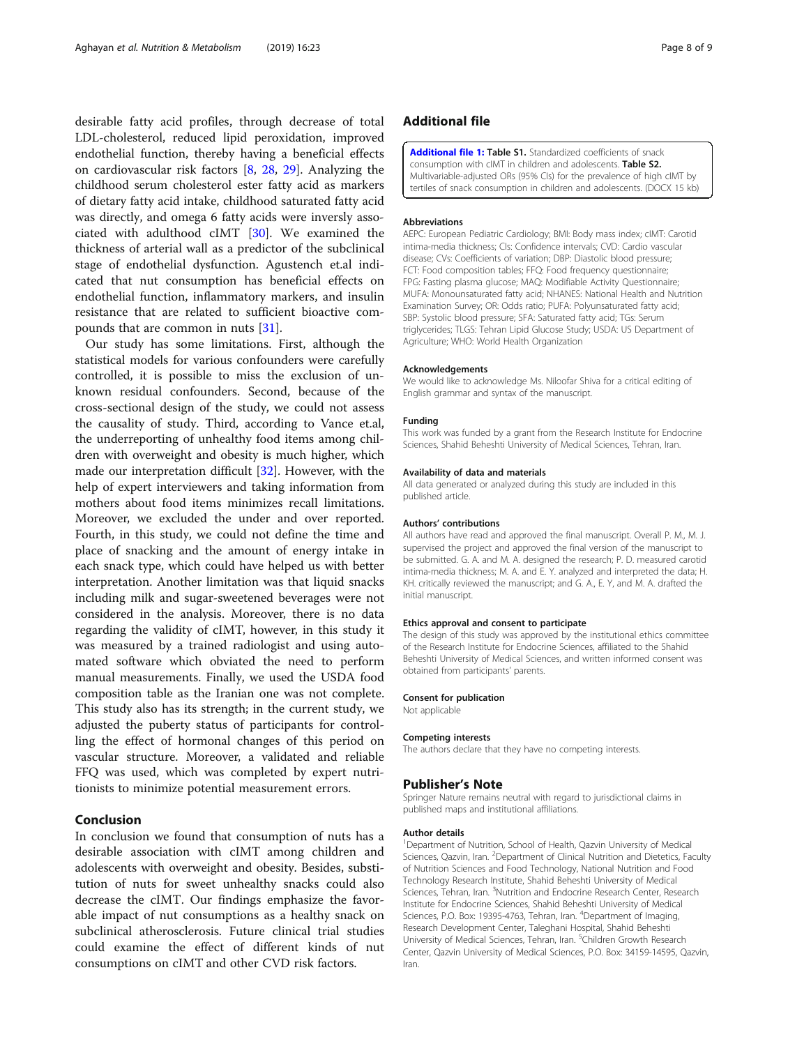desirable fatty acid profiles, through decrease of total LDL-cholesterol, reduced lipid peroxidation, improved endothelial function, thereby having a beneficial effects on cardiovascular risk factors [8, 28, 29]. Analyzing the childhood serum cholesterol ester fatty acid as markers of dietary fatty acid intake, childhood saturated fatty acid was directly, and omega 6 fatty acids were inversly associated with adulthood cIMT [30]. We examined the thickness of arterial wall as a predictor of the subclinical stage of endothelial dysfunction. Agustench et.al indicated that nut consumption has beneficial effects on endothelial function, inflammatory markers, and insulin resistance that are related to sufficient bioactive compounds that are common in nuts [31].

Our study has some limitations. First, although the statistical models for various confounders were carefully controlled, it is possible to miss the exclusion of unknown residual confounders. Second, because of the cross-sectional design of the study, we could not assess the causality of study. Third, according to Vance et.al, the underreporting of unhealthy food items among children with overweight and obesity is much higher, which made our interpretation difficult [32]. However, with the help of expert interviewers and taking information from mothers about food items minimizes recall limitations. Moreover, we excluded the under and over reported. Fourth, in this study, we could not define the time and place of snacking and the amount of energy intake in each snack type, which could have helped us with better interpretation. Another limitation was that liquid snacks including milk and sugar-sweetened beverages were not considered in the analysis. Moreover, there is no data regarding the validity of cIMT, however, in this study it was measured by a trained radiologist and using automated software which obviated the need to perform manual measurements. Finally, we used the USDA food composition table as the Iranian one was not complete. This study also has its strength; in the current study, we adjusted the puberty status of participants for controlling the effect of hormonal changes of this period on vascular structure. Moreover, a validated and reliable FFQ was used, which was completed by expert nutritionists to minimize potential measurement errors.

## Conclusion

In conclusion we found that consumption of nuts has a desirable association with cIMT among children and adolescents with overweight and obesity. Besides, substitution of nuts for sweet unhealthy snacks could also decrease the cIMT. Our findings emphasize the favorable impact of nut consumptions as a healthy snack on subclinical atherosclerosis. Future clinical trial studies could examine the effect of different kinds of nut consumptions on cIMT and other CVD risk factors.

## Additional file

**Additional file 1: Table S1.** Standardized coefficients of snack consumption with cIMT in children and adolescents. **Table S2.** Multivariable-adjusted ORs (95% CIs) for the prevalence of high cIMT by tertiles of snack consumption in children and adolescents. (DOCX 15 kb)

#### Abbreviations

AEPC: European Pediatric Cardiology; BMI: Body mass index; cIMT: Carotid intima-media thickness; CIs: Confidence intervals; CVD: Cardio vascular disease; CVs: Coefficients of variation; DBP: Diastolic blood pressure; FCT: Food composition tables; FFQ: Food frequency questionnaire; FPG: Fasting plasma glucose; MAQ: Modifiable Activity Questionnaire; MUFA: Monounsaturated fatty acid; NHANES: National Health and Nutrition Examination Survey; OR: Odds ratio; PUFA: Polyunsaturated fatty acid; SBP: Systolic blood pressure; SFA: Saturated fatty acid; TGs: Serum triglycerides; TLGS: Tehran Lipid Glucose Study; USDA: US Department of Agriculture; WHO: World Health Organization

#### Acknowledgements

We would like to acknowledge Ms. Niloofar Shiva for a critical editing of English grammar and syntax of the manuscript.

#### Funding

This work was funded by a grant from the Research Institute for Endocrine Sciences, Shahid Beheshti University of Medical Sciences, Tehran, Iran.

#### Availability of data and materials

All data generated or analyzed during this study are included in this published article.

#### Authors' contributions

All authors have read and approved the final manuscript. Overall P. M., M. J. supervised the project and approved the final version of the manuscript to be submitted. G. A. and M. A. designed the research; P. D. measured carotid intima-media thickness; M. A. and E. Y. analyzed and interpreted the data; H. KH. critically reviewed the manuscript; and G. A., E. Y, and M. A. drafted the initial manuscript.

#### Ethics approval and consent to participate

The design of this study was approved by the institutional ethics committee of the Research Institute for Endocrine Sciences, affiliated to the Shahid Beheshti University of Medical Sciences, and written informed consent was obtained from participants' parents.

#### Consent for publication

Not applicable

#### Competing interests

The authors declare that they have no competing interests.

## Publisher's Note

Springer Nature remains neutral with regard to jurisdictional claims in published maps and institutional affiliations.

#### Author details

[1]Department of Nutrition, School of Health, Qazvin University of Medical Sciences, Qazvin, Iran. [2]Department of Clinical Nutrition and Dietetics, Faculty of Nutrition Sciences and Food Technology, National Nutrition and Food Technology Research Institute, Shahid Beheshti University of Medical Sciences, Tehran, Iran. [3]Nutrition and Endocrine Research Center, Research Institute for Endocrine Sciences, Shahid Beheshti University of Medical Sciences, P.O. Box: 19395-4763, Tehran, Iran. [4]Department of Imaging, Research Development Center, Taleghani Hospital, Shahid Beheshti University of Medical Sciences, Tehran, Iran. [5]Children Growth Research Center, Qazvin University of Medical Sciences, P.O. Box: 34159-14595, Qazvin, Iran.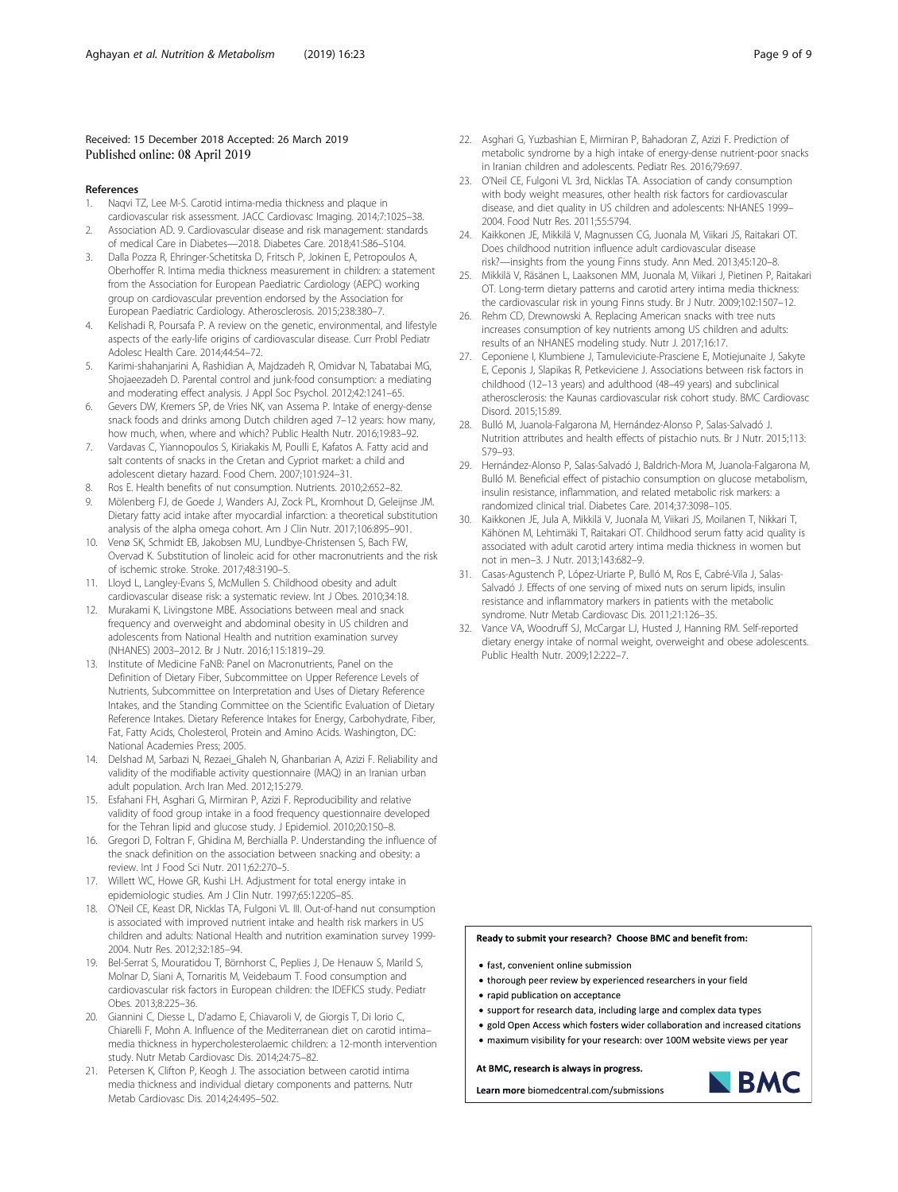Received: 15 December 2018 Accepted: 26 March 2019
Published online: 08 April 2019

## References

1. Naqvi TZ, Lee M-S. Carotid intima-media thickness and plaque in cardiovascular risk assessment. JACC Cardiovasc Imaging. 2014;7:1025–38.
2. Association AD. 9. Cardiovascular disease and risk management: standards of medical Care in Diabetes—2018. Diabetes Care. 2018;41:S86–S104.
3. Dalla Pozza R, Ehringer-Schetitska D, Fritsch P, Jokinen E, Petropoulos A, Oberhoffer R. Intima media thickness measurement in children: a statement from the Association for European Paediatric Cardiology (AEPC) working group on cardiovascular prevention endorsed by the Association for European Paediatric Cardiology. Atherosclerosis. 2015;238:380–7.
4. Kelishadi R, Poursafa P. A review on the genetic, environmental, and lifestyle aspects of the early-life origins of cardiovascular disease. Curr Probl Pediatr Adolesc Health Care. 2014;44:54–72.
5. Karimi-shahanjarini A, Rashidian A, Majdzadeh R, Omidvar N, Tabatabai MG, Shojaeezadeh D. Parental control and junk-food consumption: a mediating and moderating effect analysis. J Appl Soc Psychol. 2012;42:1241–65.
6. Gevers DW, Kremers SP, de Vries NK, van Assema P. Intake of energy-dense snack foods and drinks among Dutch children aged 7–12 years: how many, how much, when, where and which? Public Health Nutr. 2016;19:83–92.
7. Vardavas C, Yiannopoulos S, Kiriakakis M, Poulli E, Kafatos A. Fatty acid and salt contents of snacks in the Cretan and Cypriot market: a child and adolescent dietary hazard. Food Chem. 2007;101:924–31.
8. Ros E. Health benefits of nut consumption. Nutrients. 2010;2:652–82.
9. Mölenberg FJ, de Goede J, Wanders AJ, Zock PL, Kromhout D, Geleijnse JM. Dietary fatty acid intake after myocardial infarction: a theoretical substitution analysis of the alpha omega cohort. Am J Clin Nutr. 2017;106:895–901.
10. Venø SK, Schmidt EB, Jakobsen MU, Lundbye-Christensen S, Bach FW, Overvad K. Substitution of linoleic acid for other macronutrients and the risk of ischemic stroke. Stroke. 2017;48:3190–5.
11. Lloyd L, Langley-Evans S, McMullen S. Childhood obesity and adult cardiovascular disease risk: a systematic review. Int J Obes. 2010;34:18.
12. Murakami K, Livingstone MBE. Associations between meal and snack frequency and overweight and abdominal obesity in US children and adolescents from National Health and nutrition examination survey (NHANES) 2003–2012. Br J Nutr. 2016;115:1819–29.
13. Institute of Medicine FaNB: Panel on Macronutrients, Panel on the Definition of Dietary Fiber, Subcommittee on Upper Reference Levels of Nutrients, Subcommittee on Interpretation and Uses of Dietary Reference Intakes, and the Standing Committee on the Scientific Evaluation of Dietary Reference Intakes. Dietary Reference Intakes for Energy, Carbohydrate, Fiber, Fat, Fatty Acids, Cholesterol, Protein and Amino Acids. Washington, DC: National Academies Press; 2005.
14. Delshad M, Sarbazi N, Rezaei_Ghaleh N, Ghanbarian A, Azizi F. Reliability and validity of the modifiable activity questionnaire (MAQ) in an Iranian urban adult population. Arch Iran Med. 2012;15:279.
15. Esfahani FH, Asghari G, Mirmiran P, Azizi F. Reproducibility and relative validity of food group intake in a food frequency questionnaire developed for the Tehran lipid and glucose study. J Epidemiol. 2010;20:150–8.
16. Gregori D, Foltran F, Ghidina M, Berchialla P. Understanding the influence of the snack definition on the association between snacking and obesity: a review. Int J Food Sci Nutr. 2011;62:270–5.
17. Willett WC, Howe GR, Kushi LH. Adjustment for total energy intake in epidemiologic studies. Am J Clin Nutr. 1997;65:1220S–8S.
18. O'Neil CE, Keast DR, Nicklas TA, Fulgoni VL III. Out-of-hand nut consumption is associated with improved nutrient intake and health risk markers in US children and adults: National Health and nutrition examination survey 1999-2004. Nutr Res. 2012;32:185–94.
19. Bel-Serrat S, Mouratidou T, Börnhorst C, Peplies J, De Henauw S, Marild S, Molnar D, Siani A, Tornaritis M, Veidebaum T. Food consumption and cardiovascular risk factors in European children: the IDEFICS study. Pediatr Obes. 2013;8:225–36.
20. Giannini C, Diesse L, D'adamo E, Chiavaroli V, de Giorgis T, Di Iorio C, Chiarelli F, Mohn A. Influence of the Mediterranean diet on carotid intima–media thickness in hypercholesterolaemic children: a 12-month intervention study. Nutr Metab Cardiovasc Dis. 2014;24:75–82.
21. Petersen K, Clifton P, Keogh J. The association between carotid intima media thickness and individual dietary components and patterns. Nutr Metab Cardiovasc Dis. 2014;24:495–502.
22. Asghari G, Yuzbashian E, Mirmiran P, Bahadoran Z, Azizi F. Prediction of metabolic syndrome by a high intake of energy-dense nutrient-poor snacks in Iranian children and adolescents. Pediatr Res. 2016;79:697.
23. O'Neil CE, Fulgoni VL 3rd, Nicklas TA. Association of candy consumption with body weight measures, other health risk factors for cardiovascular disease, and diet quality in US children and adolescents: NHANES 1999–2004. Food Nutr Res. 2011;55:5794.
24. Kaikkonen JE, Mikkilä V, Magnussen CG, Juonala M, Viikari JS, Raitakari OT. Does childhood nutrition influence adult cardiovascular disease risk?—insights from the young Finns study. Ann Med. 2013;45:120–8.
25. Mikkilä V, Räsänen L, Laaksonen MM, Juonala M, Viikari J, Pietinen P, Raitakari OT. Long-term dietary patterns and carotid artery intima media thickness: the cardiovascular risk in young Finns study. Br J Nutr. 2009;102:1507–12.
26. Rehm CD, Drewnowski A. Replacing American snacks with tree nuts increases consumption of key nutrients among US children and adults: results of an NHANES modeling study. Nutr J. 2017;16:17.
27. Ceponiene I, Klumbiene J, Tamuleviciute-Prasciene E, Motiejunaite J, Sakyte E, Ceponis J, Slapikas R, Petkeviciene J. Associations between risk factors in childhood (12–13 years) and adulthood (48–49 years) and subclinical atherosclerosis: the Kaunas cardiovascular risk cohort study. BMC Cardiovasc Disord. 2015;15:89.
28. Bulló M, Juanola-Falgarona M, Hernández-Alonso P, Salas-Salvadó J. Nutrition attributes and health effects of pistachio nuts. Br J Nutr. 2015;113:S79–93.
29. Hernández-Alonso P, Salas-Salvadó J, Baldrich-Mora M, Juanola-Falgarona M, Bulló M. Beneficial effect of pistachio consumption on glucose metabolism, insulin resistance, inflammation, and related metabolic risk markers: a randomized clinical trial. Diabetes Care. 2014;37:3098–105.
30. Kaikkonen JE, Jula A, Mikkilä V, Juonala M, Viikari JS, Moilanen T, Nikkari T, Kähönen M, Lehtimäki T, Raitakari OT. Childhood serum fatty acid quality is associated with adult carotid artery intima media thickness in women but not in men–3. J Nutr. 2013;143:682–9.
31. Casas-Agustench P, López-Uriarte P, Bulló M, Ros E, Cabré-Vila J, Salas-Salvadó J. Effects of one serving of mixed nuts on serum lipids, insulin resistance and inflammatory markers in patients with the metabolic syndrome. Nutr Metab Cardiovasc Dis. 2011;21:126–35.
32. Vance VA, Woodruff SJ, McCargar LJ, Husted J, Hanning RM. Self-reported dietary energy intake of normal weight, overweight and obese adolescents. Public Health Nutr. 2009;12:222–7.